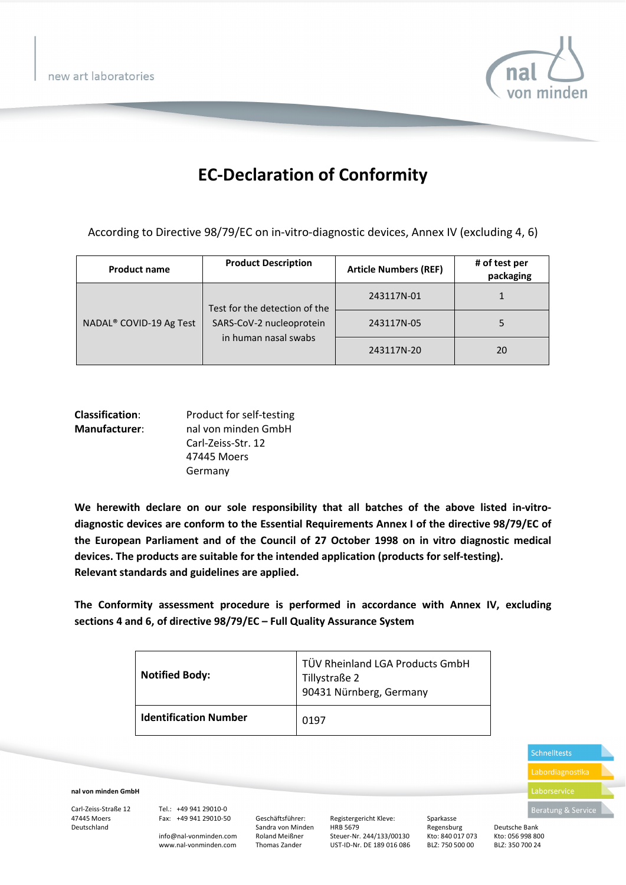new art laboratories

# EC-Declaration of Conformity

According to Directive 98/79/EC on in-vitro-diagnostic devices, Annex IV (excluding 4, 6)

| Product name | Product Description | Article Numbers (REF) | # of test per packaging |
|---|---|---|---|
| NADAL® COVID-19 Ag Test | Test for the detection of the SARS-CoV-2 nucleoprotein in human nasal swabs | 243117N-01 | 1 |
| | | 243117N-05 | 5 |
| | | 243117N-20 | 20 |

**Classification**: Product for self-testing
**Manufacturer**: nal von minden GmbH
Carl-Zeiss-Str. 12
47445 Moers
Germany

**We herewith declare on our sole responsibility that all batches of the above listed in-vitro-diagnostic devices are conform to the Essential Requirements Annex I of the directive 98/79/EC of the European Parliament and of the Council of 27 October 1998 on in vitro diagnostic medical devices. The products are suitable for the intended application (products for self-testing).**
**Relevant standards and guidelines are applied.**

**The Conformity assessment procedure is performed in accordance with Annex IV, excluding sections 4 and 6, of directive 98/79/EC – Full Quality Assurance System**

| **Notified Body:** | TÜV Rheinland LGA Products GmbH<br>Tillystraße 2<br>90431 Nürnberg, Germany |
|---|---|
| **Identification Number** | 0197 |

Schnelltests
Labordiagnostika
Laborservice
Beratung & Service

**nal von minden GmbH**

Carl-Zeiss-Straße 12
47445 Moers
Deutschland

Tel.: +49 941 29010-0
Fax: +49 941 29010-50
info@nal-vonminden.com
www.nal-vonminden.com

Geschäftsführer:
Sandra von Minden
Roland Meißner
Thomas Zander

Registergericht Kleve:
HRB 5679
Steuer-Nr. 244/133/00130
UST-ID-Nr. DE 189 016 086

Sparkasse
Regensburg
Kto: 840 017 073
BLZ: 750 500 00

Deutsche Bank
Kto: 056 998 800
BLZ: 350 700 24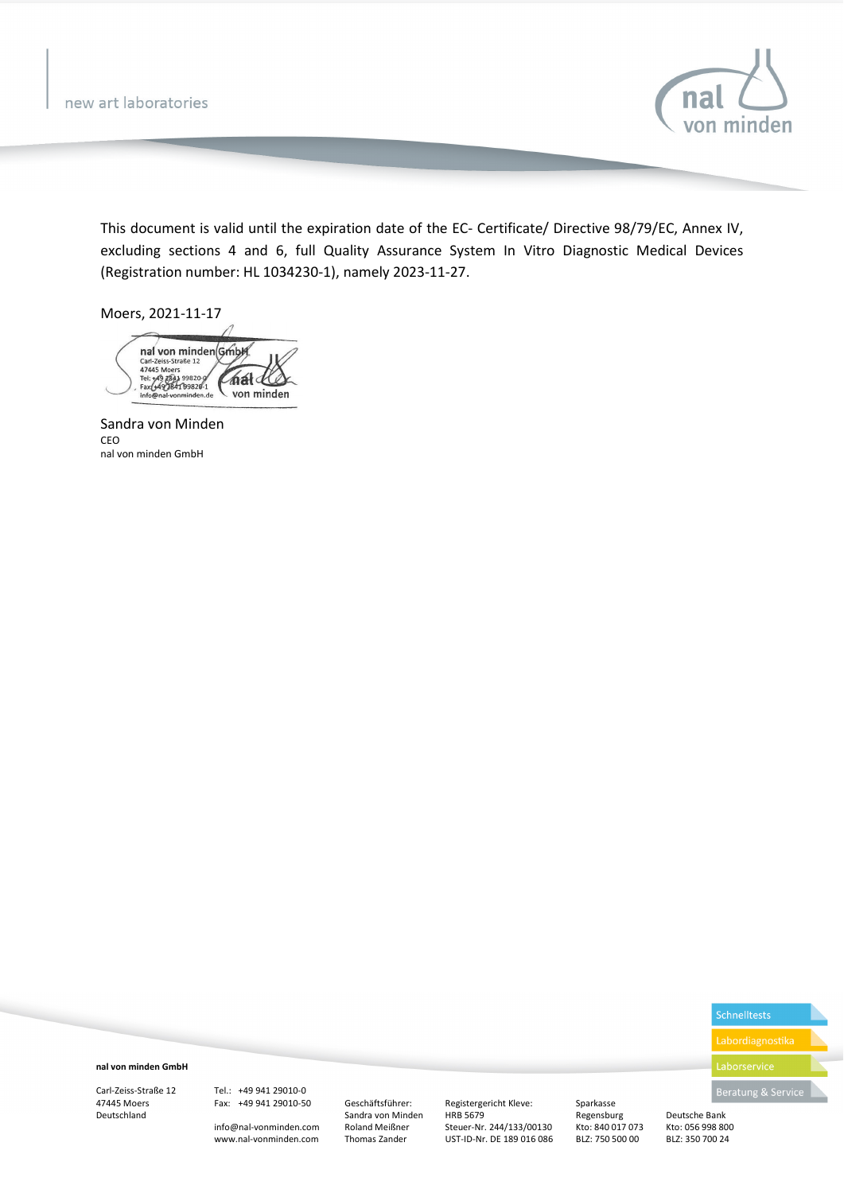This document is valid until the expiration date of the EC- Certificate/ Directive 98/79/EC, Annex IV, excluding sections 4 and 6, full Quality Assurance System In Vitro Diagnostic Medical Devices (Registration number: HL 1034230-1), namely 2023-11-27.

Moers, 2021-11-17

nal von minden GmbH
Carl-Zeiss-Straße 12
47445 Moers
Tel: +49 2841 99820-0
Fax: +49 2841 99820-1
info@nal-vonminden.de

Sandra von Minden
CEO
nal von minden GmbH

**nal von minden GmbH**

Carl-Zeiss-Straße 12
47445 Moers
Deutschland

Tel.: +49 941 29010-0
Fax: +49 941 29010-50
info@nal-vonminden.com
www.nal-vonminden.com

Geschäftsführer:
Sandra von Minden
Roland Meißner
Thomas Zander

Registergericht Kleve:
HRB 5679
Steuer-Nr. 244/133/00130
UST-ID-Nr. DE 189 016 086

Sparkasse
Regensburg
Kto: 840 017 073
BLZ: 750 500 00

Deutsche Bank
Kto: 056 998 800
BLZ: 350 700 24

Schnelltests
Labordiagnostika
Laborservice
Beratung & Service